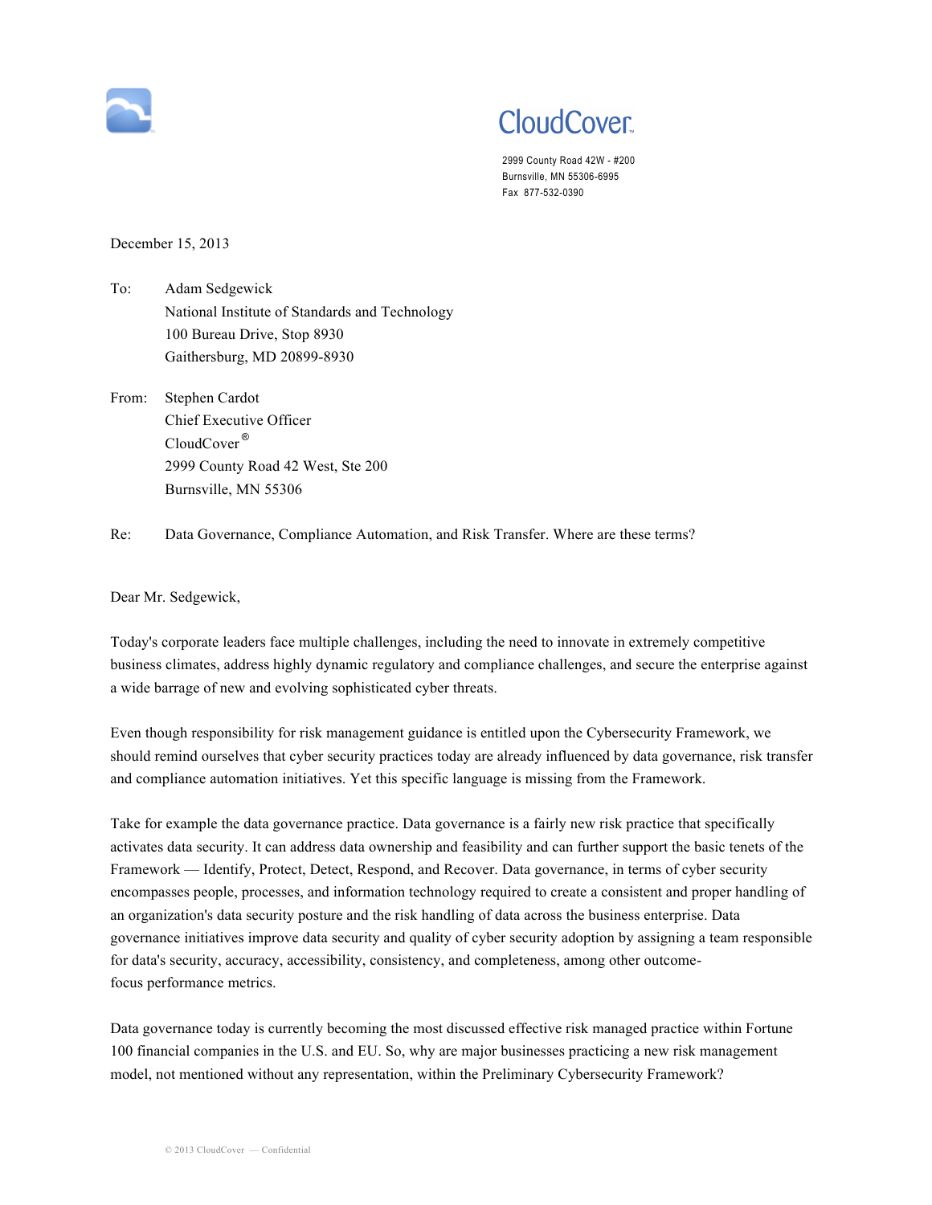CloudCover™

2999 County Road 42W - #200
Burnsville, MN 55306-6995
Fax 877-532-0390

December 15, 2013

To: Adam Sedgewick
National Institute of Standards and Technology
100 Bureau Drive, Stop 8930
Gaithersburg, MD 20899-8930

From: Stephen Cardot
Chief Executive Officer
CloudCover®
2999 County Road 42 West, Ste 200
Burnsville, MN 55306

Re: Data Governance, Compliance Automation, and Risk Transfer. Where are these terms?

Dear Mr. Sedgewick,

Today's corporate leaders face multiple challenges, including the need to innovate in extremely competitive business climates, address highly dynamic regulatory and compliance challenges, and secure the enterprise against a wide barrage of new and evolving sophisticated cyber threats.

Even though responsibility for risk management guidance is entitled upon the Cybersecurity Framework, we should remind ourselves that cyber security practices today are already influenced by data governance, risk transfer and compliance automation initiatives. Yet this specific language is missing from the Framework.

Take for example the data governance practice. Data governance is a fairly new risk practice that specifically activates data security. It can address data ownership and feasibility and can further support the basic tenets of the Framework — Identify, Protect, Detect, Respond, and Recover. Data governance, in terms of cyber security encompasses people, processes, and information technology required to create a consistent and proper handling of an organization's data security posture and the risk handling of data across the business enterprise. Data governance initiatives improve data security and quality of cyber security adoption by assigning a team responsible for data's security, accuracy, accessibility, consistency, and completeness, among other outcome-focus performance metrics.

Data governance today is currently becoming the most discussed effective risk managed practice within Fortune 100 financial companies in the U.S. and EU. So, why are major businesses practicing a new risk management model, not mentioned without any representation, within the Preliminary Cybersecurity Framework?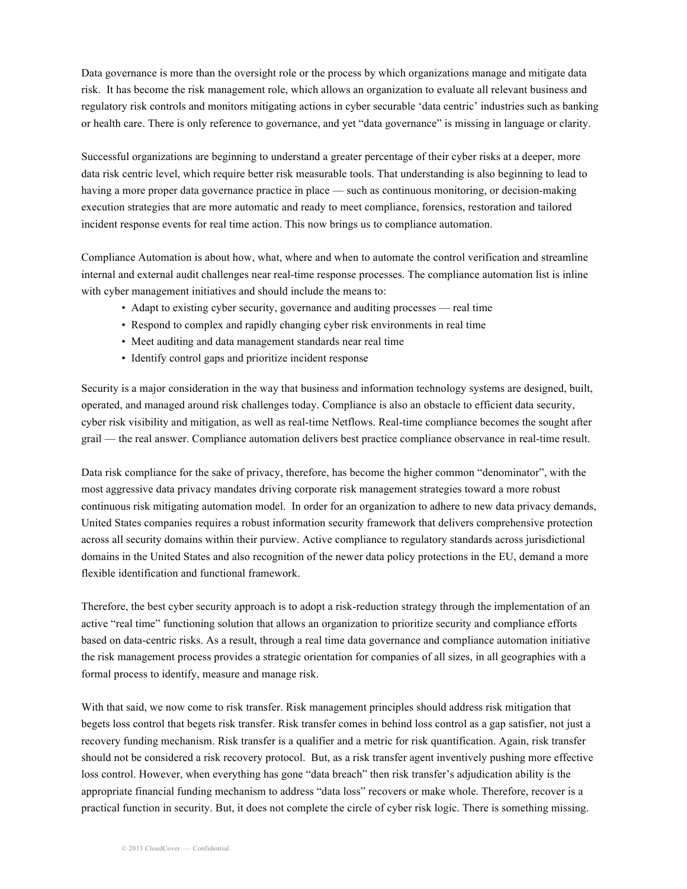Data governance is more than the oversight role or the process by which organizations manage and mitigate data risk. It has become the risk management role, which allows an organization to evaluate all relevant business and regulatory risk controls and monitors mitigating actions in cyber securable 'data centric' industries such as banking or health care. There is only reference to governance, and yet "data governance" is missing in language or clarity.

Successful organizations are beginning to understand a greater percentage of their cyber risks at a deeper, more data risk centric level, which require better risk measurable tools. That understanding is also beginning to lead to having a more proper data governance practice in place — such as continuous monitoring, or decision-making execution strategies that are more automatic and ready to meet compliance, forensics, restoration and tailored incident response events for real time action. This now brings us to compliance automation.

Compliance Automation is about how, what, where and when to automate the control verification and streamline internal and external audit challenges near real-time response processes. The compliance automation list is inline with cyber management initiatives and should include the means to:

- Adapt to existing cyber security, governance and auditing processes — real time
- Respond to complex and rapidly changing cyber risk environments in real time
- Meet auditing and data management standards near real time
- Identify control gaps and prioritize incident response

Security is a major consideration in the way that business and information technology systems are designed, built, operated, and managed around risk challenges today. Compliance is also an obstacle to efficient data security, cyber risk visibility and mitigation, as well as real-time Netflows. Real-time compliance becomes the sought after grail — the real answer. Compliance automation delivers best practice compliance observance in real-time result.

Data risk compliance for the sake of privacy, therefore, has become the higher common "denominator", with the most aggressive data privacy mandates driving corporate risk management strategies toward a more robust continuous risk mitigating automation model. In order for an organization to adhere to new data privacy demands, United States companies requires a robust information security framework that delivers comprehensive protection across all security domains within their purview. Active compliance to regulatory standards across jurisdictional domains in the United States and also recognition of the newer data policy protections in the EU, demand a more flexible identification and functional framework.

Therefore, the best cyber security approach is to adopt a risk-reduction strategy through the implementation of an active "real time" functioning solution that allows an organization to prioritize security and compliance efforts based on data-centric risks. As a result, through a real time data governance and compliance automation initiative the risk management process provides a strategic orientation for companies of all sizes, in all geographies with a formal process to identify, measure and manage risk.

With that said, we now come to risk transfer. Risk management principles should address risk mitigation that begets loss control that begets risk transfer. Risk transfer comes in behind loss control as a gap satisfier, not just a recovery funding mechanism. Risk transfer is a qualifier and a metric for risk quantification. Again, risk transfer should not be considered a risk recovery protocol. But, as a risk transfer agent inventively pushing more effective loss control. However, when everything has gone "data breach" then risk transfer's adjudication ability is the appropriate financial funding mechanism to address "data loss" recovers or make whole. Therefore, recover is a practical function in security. But, it does not complete the circle of cyber risk logic. There is something missing.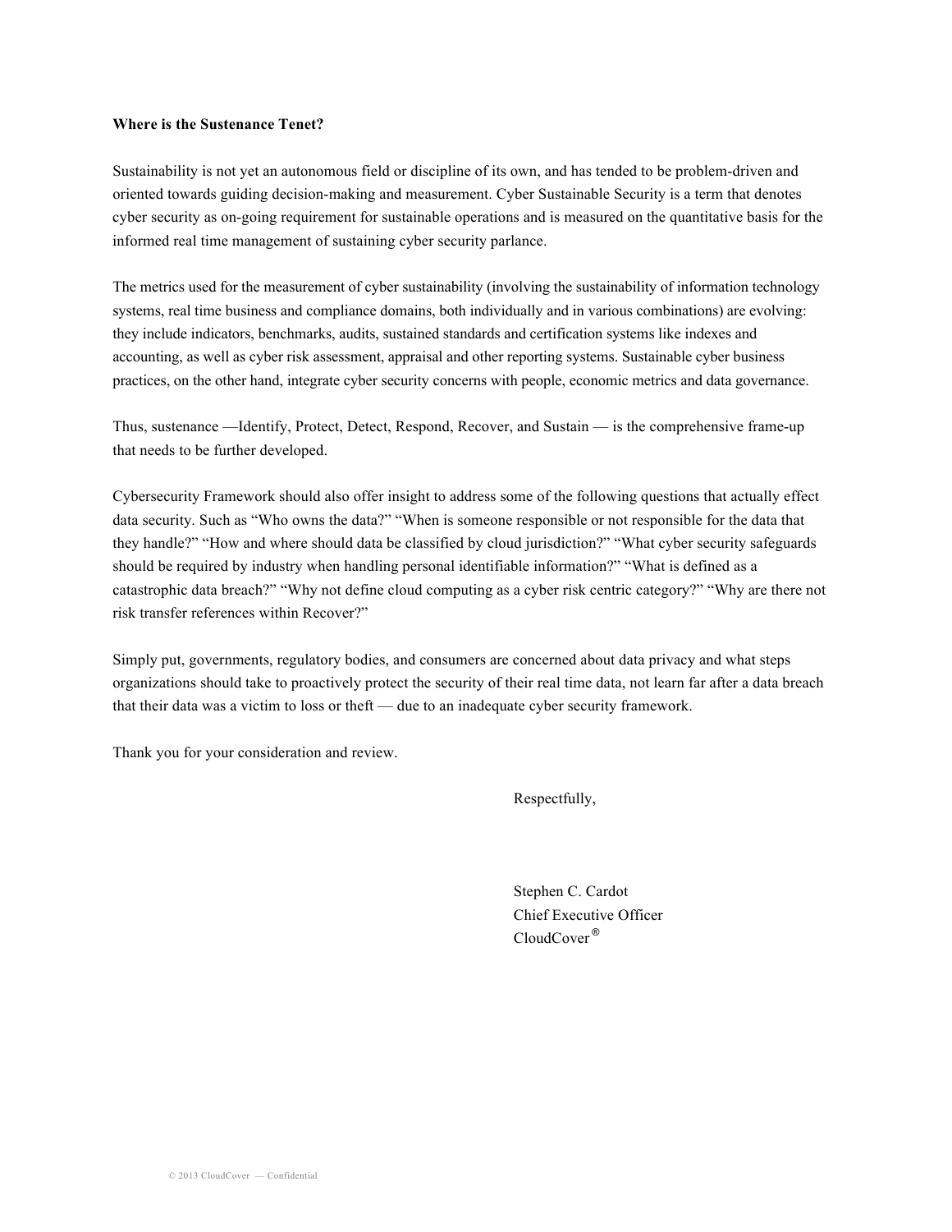**Where is the Sustenance Tenet?**

Sustainability is not yet an autonomous field or discipline of its own, and has tended to be problem-driven and oriented towards guiding decision-making and measurement. Cyber Sustainable Security is a term that denotes cyber security as on-going requirement for sustainable operations and is measured on the quantitative basis for the informed real time management of sustaining cyber security parlance.

The metrics used for the measurement of cyber sustainability (involving the sustainability of information technology systems, real time business and compliance domains, both individually and in various combinations) are evolving: they include indicators, benchmarks, audits, sustained standards and certification systems like indexes and accounting, as well as cyber risk assessment, appraisal and other reporting systems. Sustainable cyber business practices, on the other hand, integrate cyber security concerns with people, economic metrics and data governance.

Thus, sustenance —Identify, Protect, Detect, Respond, Recover, and Sustain — is the comprehensive frame-up that needs to be further developed.

Cybersecurity Framework should also offer insight to address some of the following questions that actually effect data security. Such as "Who owns the data?" "When is someone responsible or not responsible for the data that they handle?" "How and where should data be classified by cloud jurisdiction?" "What cyber security safeguards should be required by industry when handling personal identifiable information?" "What is defined as a catastrophic data breach?" "Why not define cloud computing as a cyber risk centric category?" "Why are there not risk transfer references within Recover?"

Simply put, governments, regulatory bodies, and consumers are concerned about data privacy and what steps organizations should take to proactively protect the security of their real time data, not learn far after a data breach that their data was a victim to loss or theft — due to an inadequate cyber security framework.

Thank you for your consideration and review.

Respectfully,

Stephen C. Cardot
Chief Executive Officer
CloudCover®

© 2013 CloudCover — Confidential